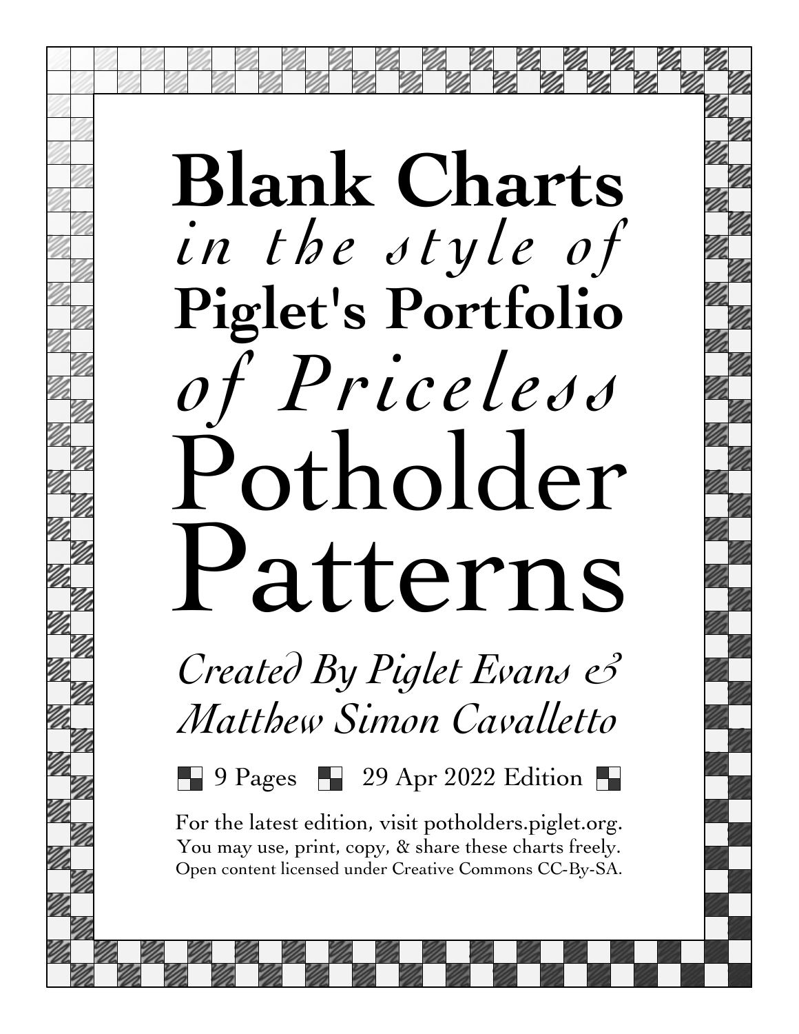# Blank Charts *in the style of* Piglet's Portfolio *of Priceless* Potholder Patterns

*Created By Piglet Evans & Matthew Simon Cavalletto*

9 Pages 29 Apr 2022 Edition

For the latest edition, visit potholders.piglet.org.
You may use, print, copy, & share these charts freely.
Open content licensed under Creative Commons CC-By-SA.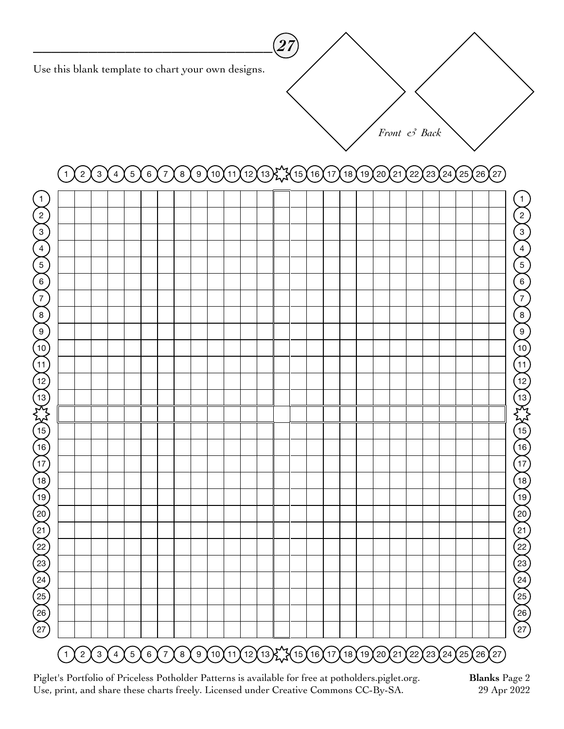## 27

Use this blank template to chart your own designs.

*Front & Back*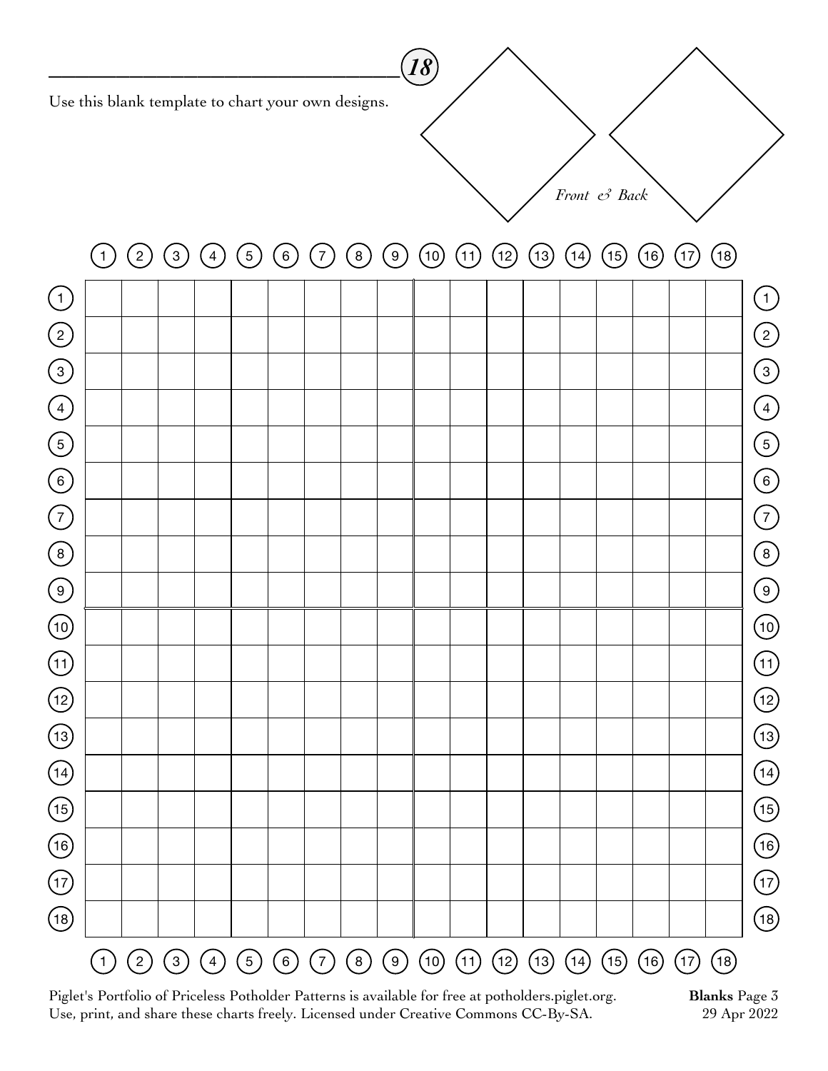**18**

Use this blank template to chart your own designs.

*Front & Back*

| | 1 | 2 | 3 | 4 | 5 | 6 | 7 | 8 | 9 | 10 | 11 | 12 | 13 | 14 | 15 | 16 | 17 | 18 | |
|---|---|---|---|---|---|---|---|---|---|---|---|---|---|---|---|---|---|---|---|
| 1 | | | | | | | | | | | | | | | | | | | 1 |
| 2 | | | | | | | | | | | | | | | | | | | 2 |
| 3 | | | | | | | | | | | | | | | | | | | 3 |
| 4 | | | | | | | | | | | | | | | | | | | 4 |
| 5 | | | | | | | | | | | | | | | | | | | 5 |
| 6 | | | | | | | | | | | | | | | | | | | 6 |
| 7 | | | | | | | | | | | | | | | | | | | 7 |
| 8 | | | | | | | | | | | | | | | | | | | 8 |
| 9 | | | | | | | | | | | | | | | | | | | 9 |
| 10 | | | | | | | | | | | | | | | | | | | 10 |
| 11 | | | | | | | | | | | | | | | | | | | 11 |
| 12 | | | | | | | | | | | | | | | | | | | 12 |
| 13 | | | | | | | | | | | | | | | | | | | 13 |
| 14 | | | | | | | | | | | | | | | | | | | 14 |
| 15 | | | | | | | | | | | | | | | | | | | 15 |
| 16 | | | | | | | | | | | | | | | | | | | 16 |
| 17 | | | | | | | | | | | | | | | | | | | 17 |
| 18 | | | | | | | | | | | | | | | | | | | 18 |
| | 1 | 2 | 3 | 4 | 5 | 6 | 7 | 8 | 9 | 10 | 11 | 12 | 13 | 14 | 15 | 16 | 17 | 18 | |

Piglet's Portfolio of Priceless Potholder Patterns is available for free at potholders.piglet.org.
Use, print, and share these charts freely. Licensed under Creative Commons CC-By-SA.

**Blanks** Page 3
29 Apr 2022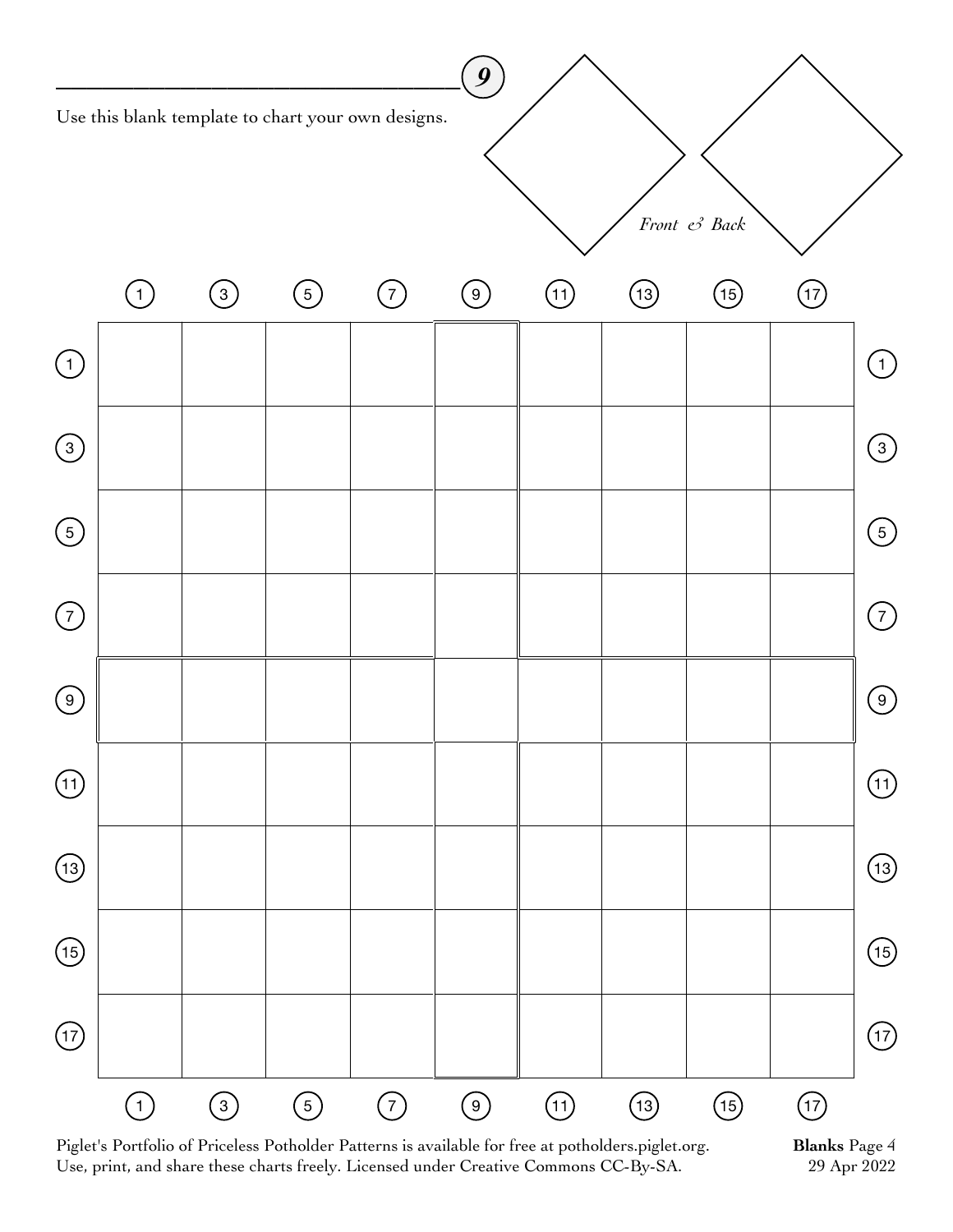**9**

Use this blank template to chart your own designs.

*Front & Back*

| | 1 | 3 | 5 | 7 | 9 | 11 | 13 | 15 | 17 | |
|---|---|---|---|---|---|---|---|---|---|---|
| 1 | | | | | | | | | | 1 |
| 3 | | | | | | | | | | 3 |
| 5 | | | | | | | | | | 5 |
| 7 | | | | | | | | | | 7 |
| 9 | | | | | | | | | | 9 |
| 11 | | | | | | | | | | 11 |
| 13 | | | | | | | | | | 13 |
| 15 | | | | | | | | | | 15 |
| 17 | | | | | | | | | | 17 |
| | 1 | 3 | 5 | 7 | 9 | 11 | 13 | 15 | 17 | |

Piglet's Portfolio of Priceless Potholder Patterns is available for free at potholders.piglet.org.
Use, print, and share these charts freely. Licensed under Creative Commons CC-By-SA.

**Blanks** Page 4
29 Apr 2022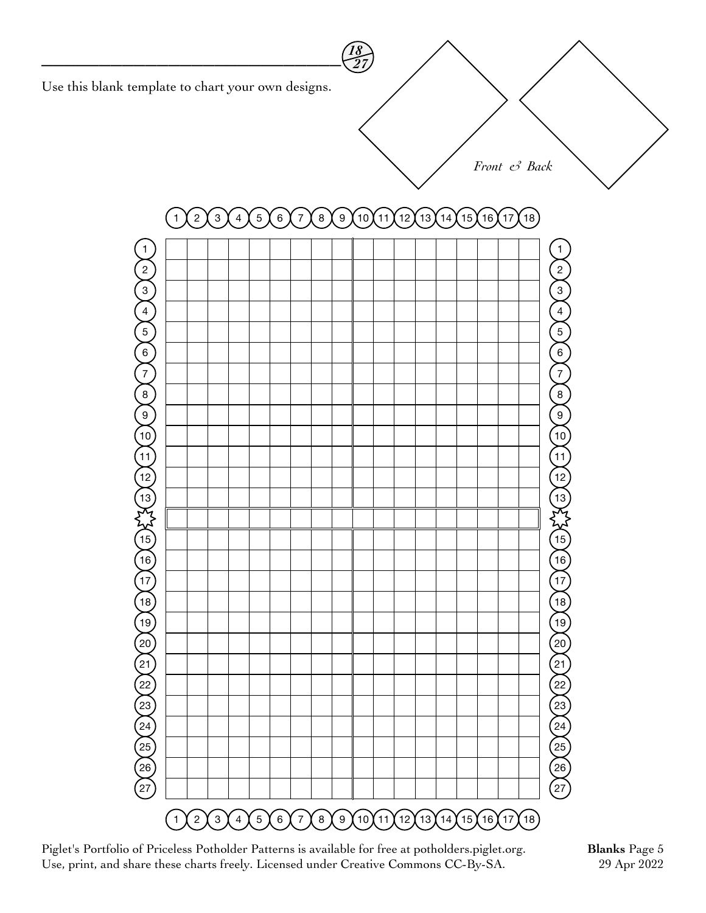18/27

Use this blank template to chart your own designs.

*Front & Back*

| | 1 | 2 | 3 | 4 | 5 | 6 | 7 | 8 | 9 | 10 | 11 | 12 | 13 | 14 | 15 | 16 | 17 | 18 | |
|---|---|---|---|---|---|---|---|---|---|---|---|---|---|---|---|---|---|---|---|
| 1 | | | | | | | | | | | | | | | | | | | 1 |
| 2 | | | | | | | | | | | | | | | | | | | 2 |
| 3 | | | | | | | | | | | | | | | | | | | 3 |
| 4 | | | | | | | | | | | | | | | | | | | 4 |
| 5 | | | | | | | | | | | | | | | | | | | 5 |
| 6 | | | | | | | | | | | | | | | | | | | 6 |
| 7 | | | | | | | | | | | | | | | | | | | 7 |
| 8 | | | | | | | | | | | | | | | | | | | 8 |
| 9 | | | | | | | | | | | | | | | | | | | 9 |
| 10 | | | | | | | | | | | | | | | | | | | 10 |
| 11 | | | | | | | | | | | | | | | | | | | 11 |
| 12 | | | | | | | | | | | | | | | | | | | 12 |
| 13 | | | | | | | | | | | | | | | | | | | 13 |
| ☆ | | | | | | | | | | | | | | | | | | | ☆ |
| 15 | | | | | | | | | | | | | | | | | | | 15 |
| 16 | | | | | | | | | | | | | | | | | | | 16 |
| 17 | | | | | | | | | | | | | | | | | | | 17 |
| 18 | | | | | | | | | | | | | | | | | | | 18 |
| 19 | | | | | | | | | | | | | | | | | | | 19 |
| 20 | | | | | | | | | | | | | | | | | | | 20 |
| 21 | | | | | | | | | | | | | | | | | | | 21 |
| 22 | | | | | | | | | | | | | | | | | | | 22 |
| 23 | | | | | | | | | | | | | | | | | | | 23 |
| 24 | | | | | | | | | | | | | | | | | | | 24 |
| 25 | | | | | | | | | | | | | | | | | | | 25 |
| 26 | | | | | | | | | | | | | | | | | | | 26 |
| 27 | | | | | | | | | | | | | | | | | | | 27 |
| | 1 | 2 | 3 | 4 | 5 | 6 | 7 | 8 | 9 | 10 | 11 | 12 | 13 | 14 | 15 | 16 | 17 | 18 | |

Piglet's Portfolio of Priceless Potholder Patterns is available for free at potholders.piglet.org.
Use, print, and share these charts freely. Licensed under Creative Commons CC-By-SA.

**Blanks** Page 5
29 Apr 2022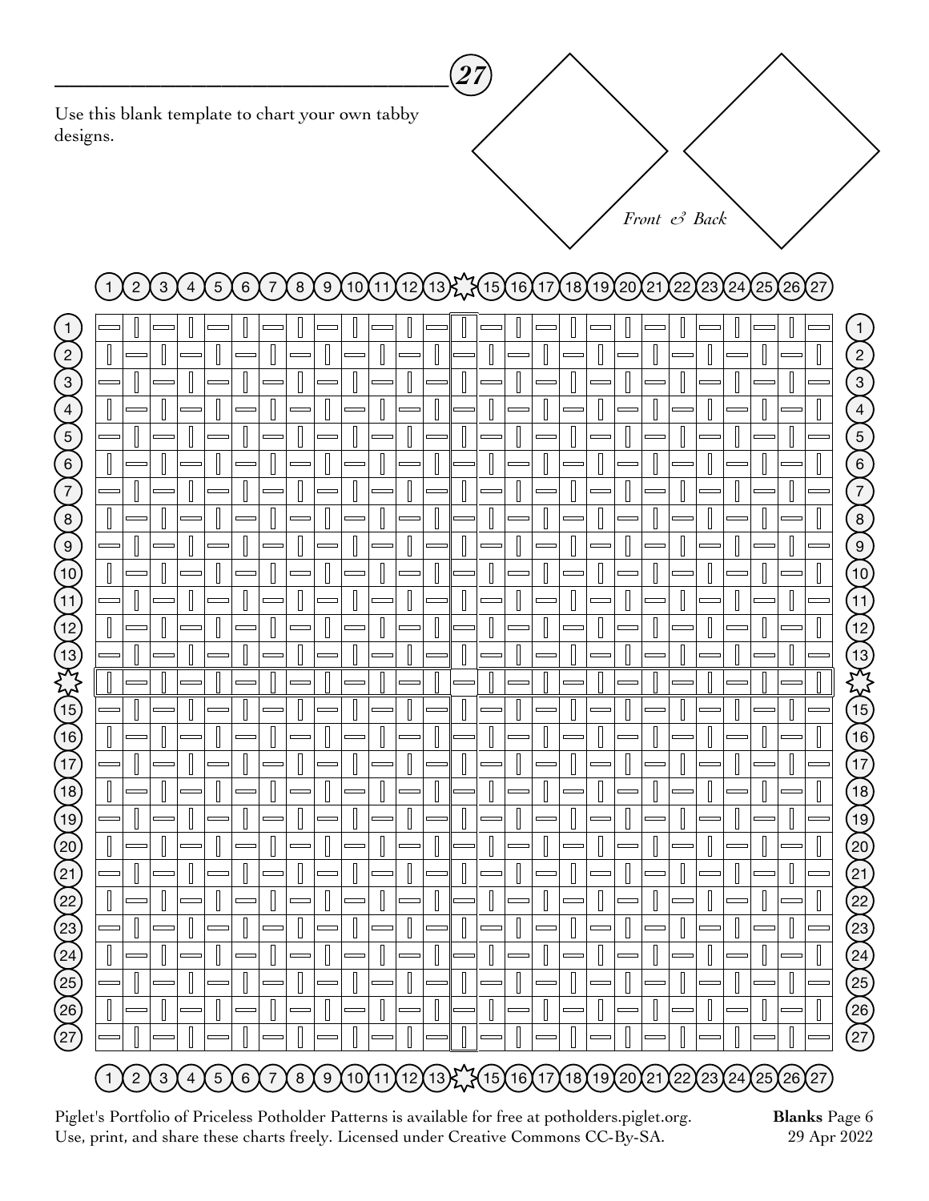## 27

Use this blank template to chart your own tabby designs.

*Front & Back*

Piglet's Portfolio of Priceless Potholder Patterns is available for free at potholders.piglet.org.
Use, print, and share these charts freely. Licensed under Creative Commons CC-By-SA.

**Blanks** Page 6
29 Apr 2022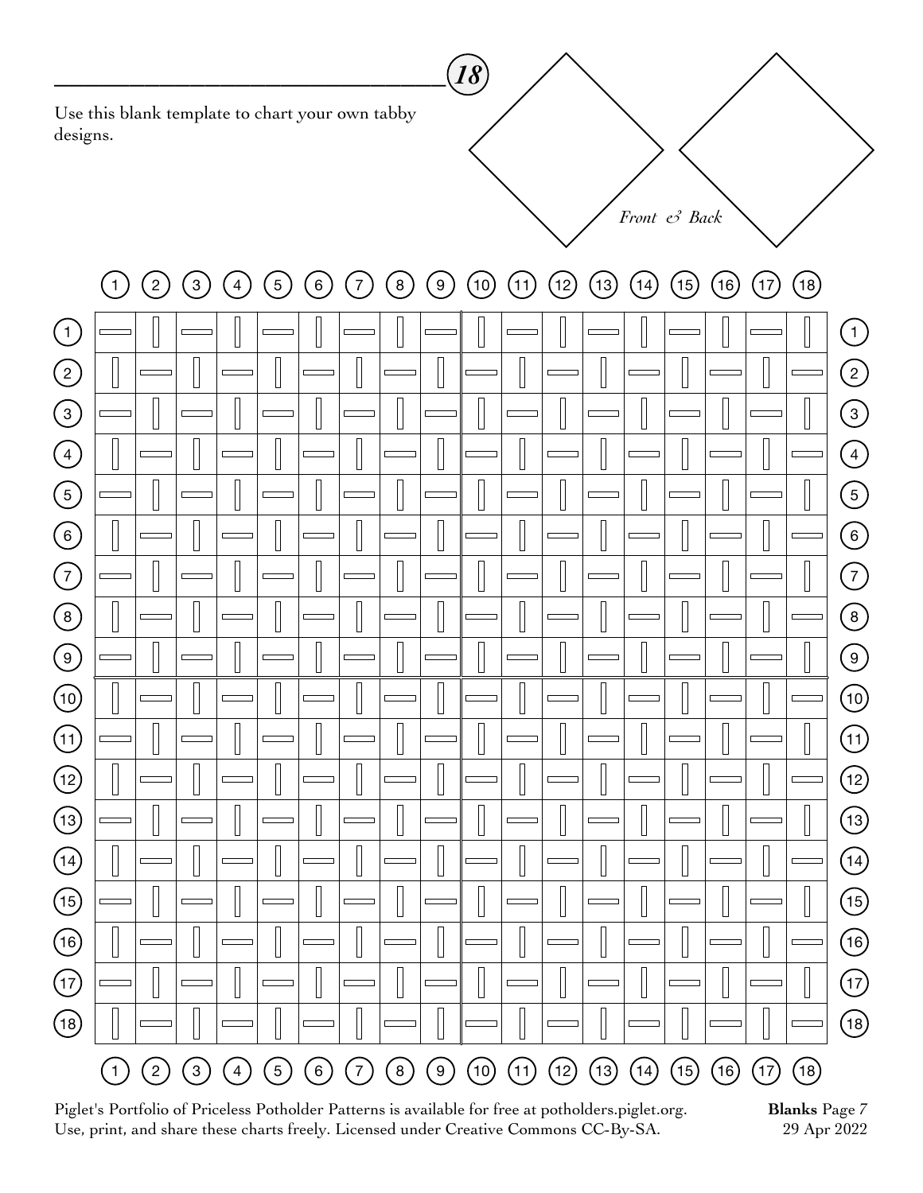**18**

Use this blank template to chart your own tabby designs.

*Front & Back*

|  | 1 | 2 | 3 | 4 | 5 | 6 | 7 | 8 | 9 | 10 | 11 | 12 | 13 | 14 | 15 | 16 | 17 | 18 |  |
|---|---|---|---|---|---|---|---|---|---|---|---|---|---|---|---|---|---|---|---|
| 1 | — | ǀ | — | ǀ | — | ǀ | — | ǀ | — | ǀ | — | ǀ | — | ǀ | — | ǀ | — | ǀ | 1 |
| 2 | ǀ | — | ǀ | — | ǀ | — | ǀ | — | ǀ | — | ǀ | — | ǀ | — | ǀ | — | ǀ | — | 2 |
| 3 | — | ǀ | — | ǀ | — | ǀ | — | ǀ | — | ǀ | — | ǀ | — | ǀ | — | ǀ | — | ǀ | 3 |
| 4 | ǀ | — | ǀ | — | ǀ | — | ǀ | — | ǀ | — | ǀ | — | ǀ | — | ǀ | — | ǀ | — | 4 |
| 5 | — | ǀ | — | ǀ | — | ǀ | — | ǀ | — | ǀ | — | ǀ | — | ǀ | — | ǀ | — | ǀ | 5 |
| 6 | ǀ | — | ǀ | — | ǀ | — | ǀ | — | ǀ | — | ǀ | — | ǀ | — | ǀ | — | ǀ | — | 6 |
| 7 | — | ǀ | — | ǀ | — | ǀ | — | ǀ | — | ǀ | — | ǀ | — | ǀ | — | ǀ | — | ǀ | 7 |
| 8 | ǀ | — | ǀ | — | ǀ | — | ǀ | — | ǀ | — | ǀ | — | ǀ | — | ǀ | — | ǀ | — | 8 |
| 9 | — | ǀ | — | ǀ | — | ǀ | — | ǀ | — | ǀ | — | ǀ | — | ǀ | — | ǀ | — | ǀ | 9 |
| 10 | ǀ | — | ǀ | — | ǀ | — | ǀ | — | ǀ | — | ǀ | — | ǀ | — | ǀ | — | ǀ | — | 10 |
| 11 | — | ǀ | — | ǀ | — | ǀ | — | ǀ | — | ǀ | — | ǀ | — | ǀ | — | ǀ | — | ǀ | 11 |
| 12 | ǀ | — | ǀ | — | ǀ | — | ǀ | — | ǀ | — | ǀ | — | ǀ | — | ǀ | — | ǀ | — | 12 |
| 13 | — | ǀ | — | ǀ | — | ǀ | — | ǀ | — | ǀ | — | ǀ | — | ǀ | — | ǀ | — | ǀ | 13 |
| 14 | ǀ | — | ǀ | — | ǀ | — | ǀ | — | ǀ | — | ǀ | — | ǀ | — | ǀ | — | ǀ | — | 14 |
| 15 | — | ǀ | — | ǀ | — | ǀ | — | ǀ | — | ǀ | — | ǀ | — | ǀ | — | ǀ | — | ǀ | 15 |
| 16 | ǀ | — | ǀ | — | ǀ | — | ǀ | — | ǀ | — | ǀ | — | ǀ | — | ǀ | — | ǀ | — | 16 |
| 17 | — | ǀ | — | ǀ | — | ǀ | — | ǀ | — | ǀ | — | ǀ | — | ǀ | — | ǀ | — | ǀ | 17 |
| 18 | ǀ | — | ǀ | — | ǀ | — | ǀ | — | ǀ | — | ǀ | — | ǀ | — | ǀ | — | ǀ | — | 18 |
|  | 1 | 2 | 3 | 4 | 5 | 6 | 7 | 8 | 9 | 10 | 11 | 12 | 13 | 14 | 15 | 16 | 17 | 18 |  |

Piglet's Portfolio of Priceless Potholder Patterns is available for free at potholders.piglet.org.
Use, print, and share these charts freely. Licensed under Creative Commons CC-By-SA.

**Blanks** Page *7*
29 Apr 2022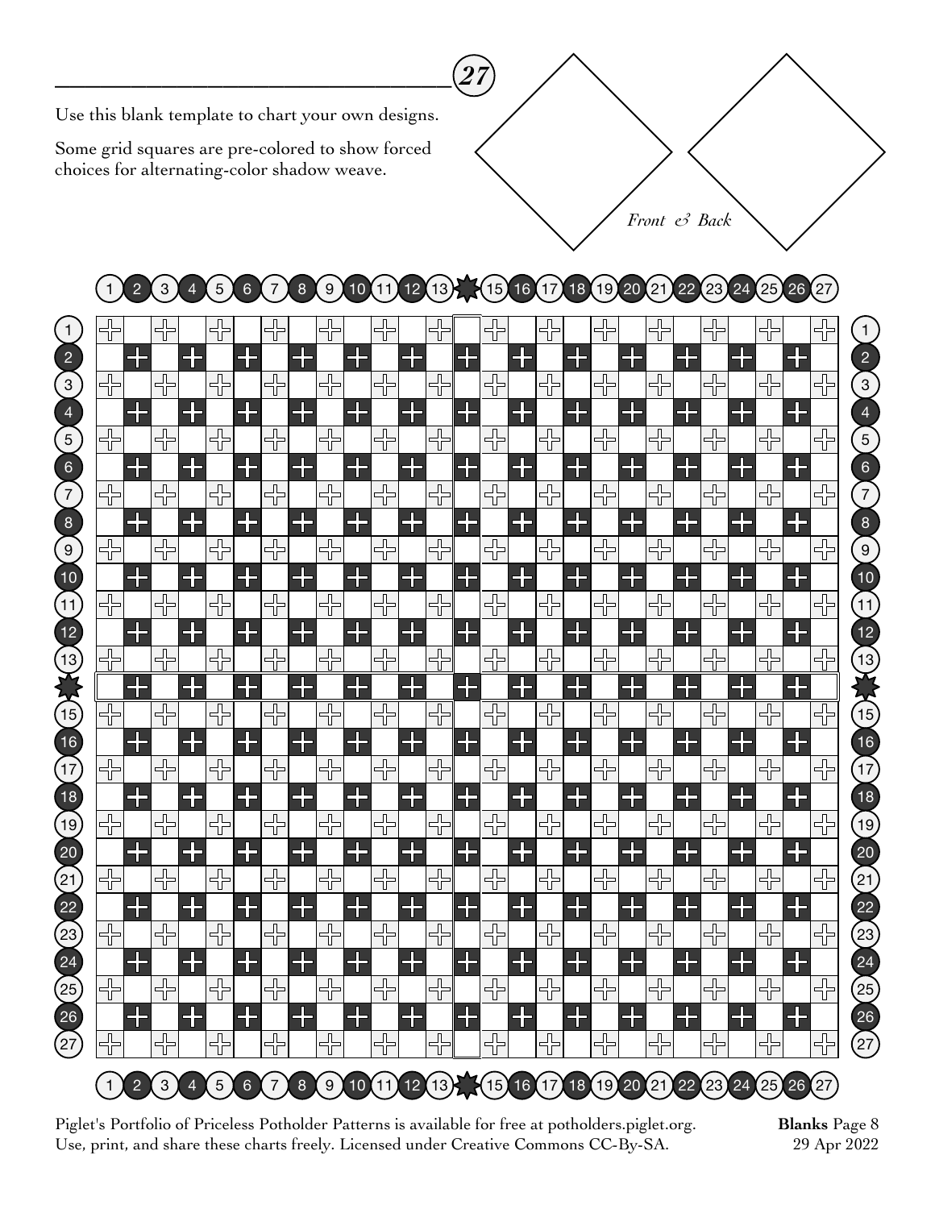# 27

Use this blank template to chart your own designs.

Some grid squares are pre-colored to show forced choices for alternating-color shadow weave.

*Front & Back*

Piglet's Portfolio of Priceless Potholder Patterns is available for free at potholders.piglet.org.
Use, print, and share these charts freely. Licensed under Creative Commons CC-By-SA.

**Blanks** Page 8
29 Apr 2022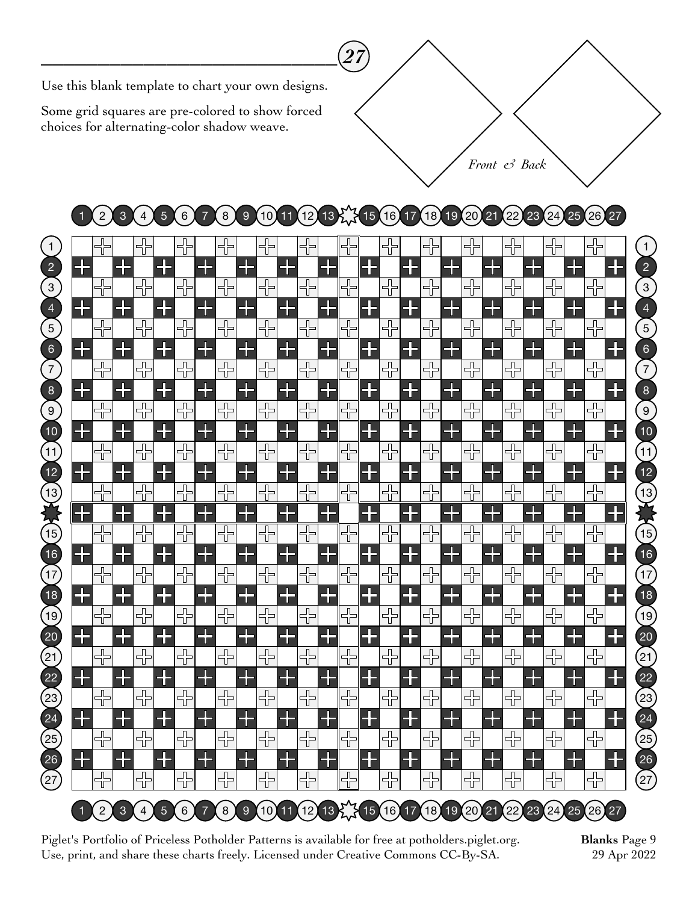## 27

Use this blank template to chart your own designs.

Some grid squares are pre-colored to show forced choices for alternating-color shadow weave.

*Front & Back*